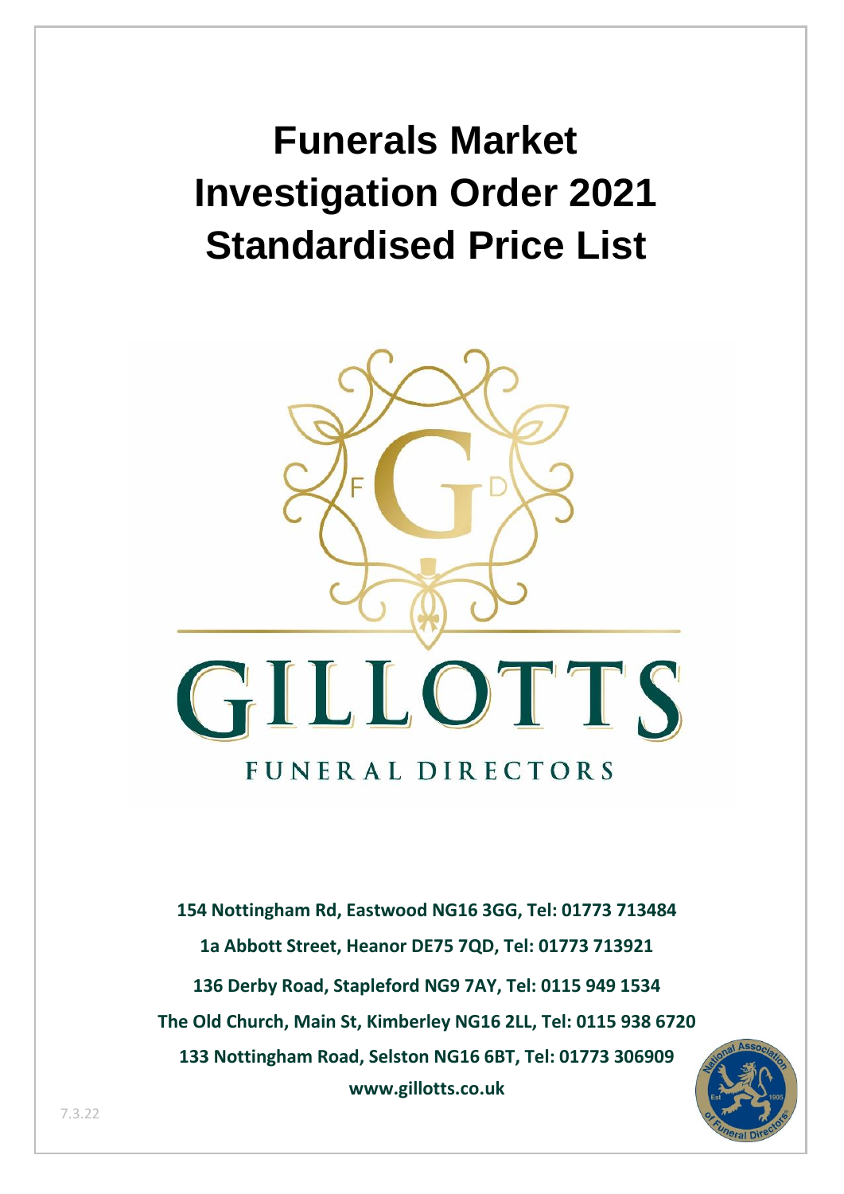# Funerals Market Investigation Order 2021 Standardised Price List

GILLOTTS

FUNERAL DIRECTORS

**154 Nottingham Rd, Eastwood NG16 3GG, Tel: 01773 713484**

**1a Abbott Street, Heanor DE75 7QD, Tel: 01773 713921**

**136 Derby Road, Stapleford NG9 7AY, Tel: 0115 949 1534**

**The Old Church, Main St, Kimberley NG16 2LL, Tel: 0115 938 6720**

**133 Nottingham Road, Selston NG16 6BT, Tel: 01773 306909**

**www.gillotts.co.uk**

7.3.22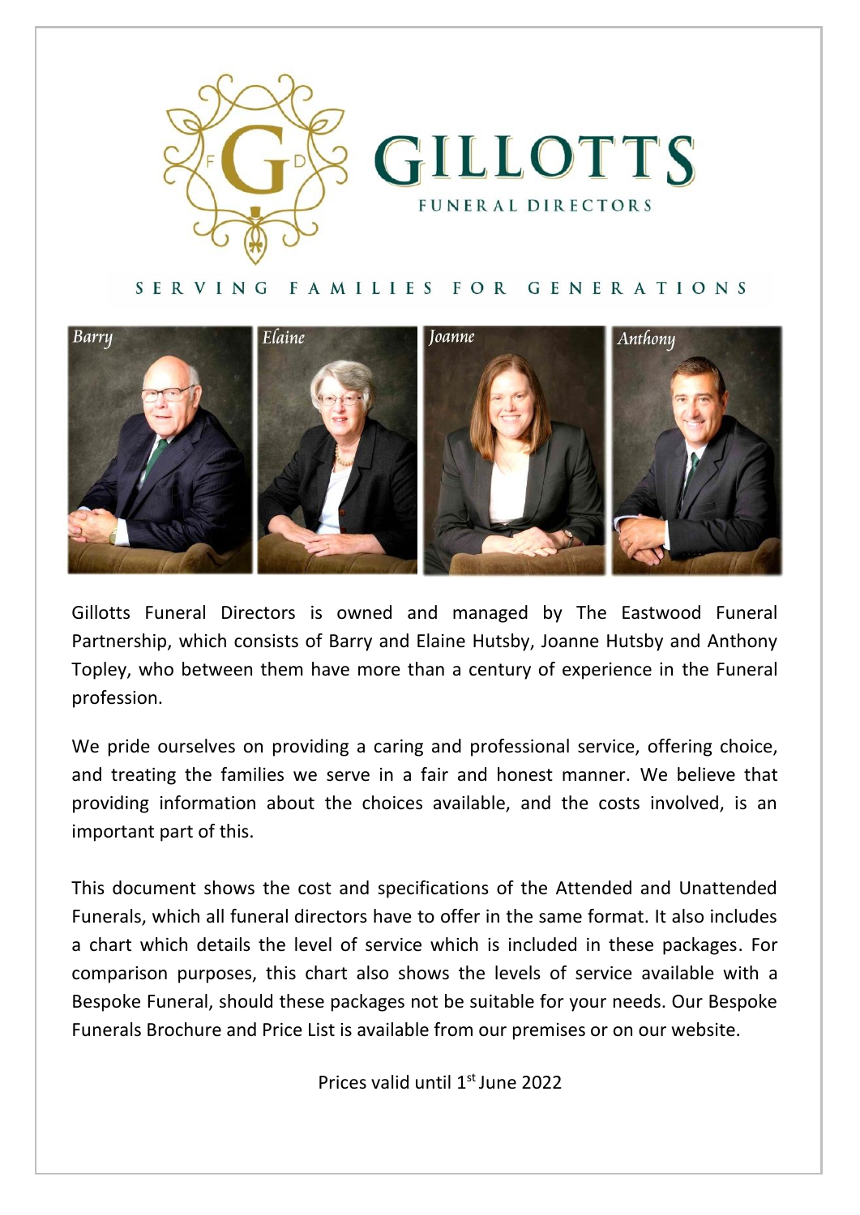# GILLOTTS

FUNERAL DIRECTORS

SERVING FAMILIES FOR GENERATIONS

Barry | Elaine | Joanne | Anthony

Gillotts Funeral Directors is owned and managed by The Eastwood Funeral Partnership, which consists of Barry and Elaine Hutsby, Joanne Hutsby and Anthony Topley, who between them have more than a century of experience in the Funeral profession.

We pride ourselves on providing a caring and professional service, offering choice, and treating the families we serve in a fair and honest manner. We believe that providing information about the choices available, and the costs involved, is an important part of this.

This document shows the cost and specifications of the Attended and Unattended Funerals, which all funeral directors have to offer in the same format. It also includes a chart which details the level of service which is included in these packages. For comparison purposes, this chart also shows the levels of service available with a Bespoke Funeral, should these packages not be suitable for your needs. Our Bespoke Funerals Brochure and Price List is available from our premises or on our website.

Prices valid until 1st June 2022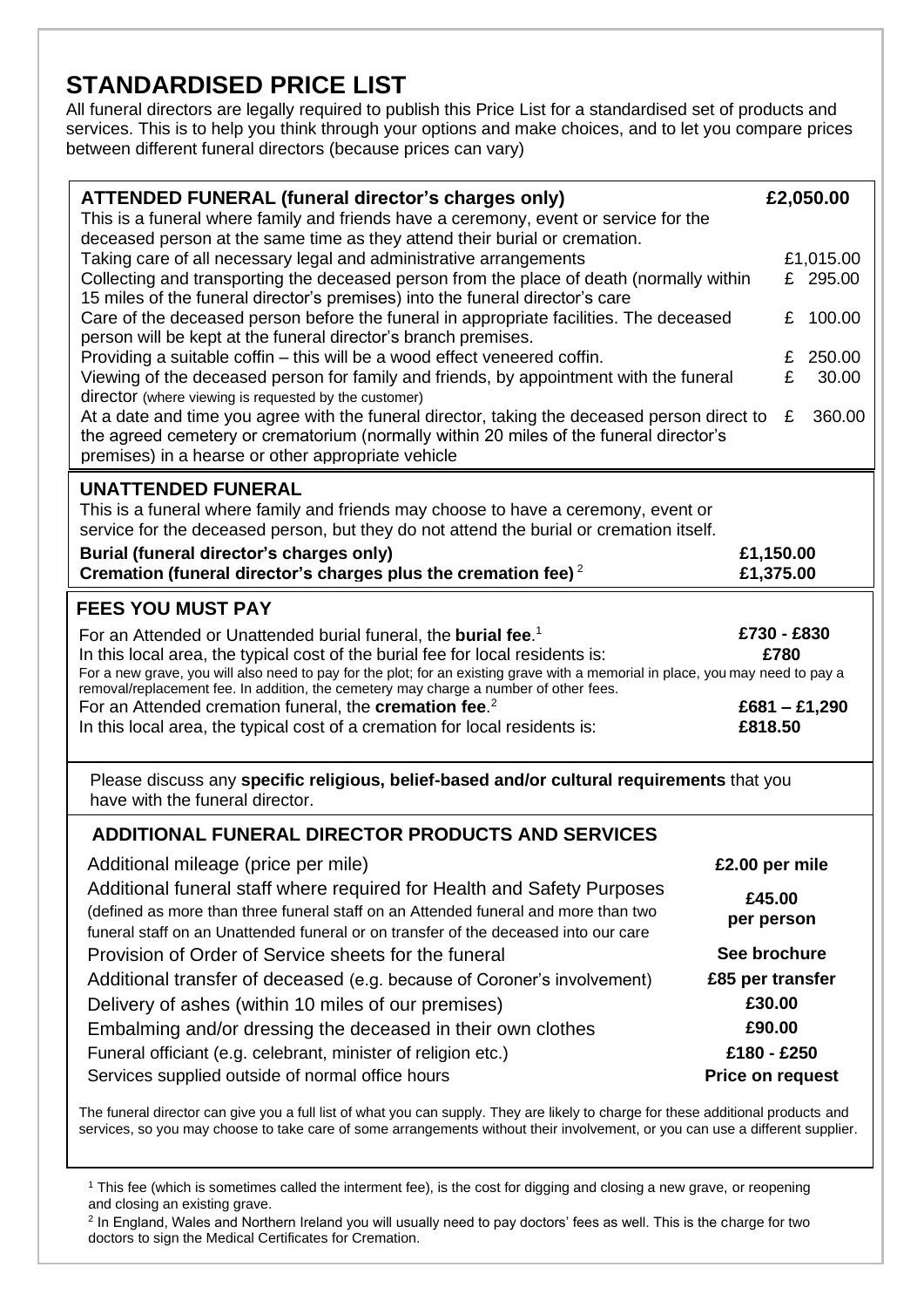# STANDARDISED PRICE LIST

All funeral directors are legally required to publish this Price List for a standardised set of products and services. This is to help you think through your options and make choices, and to let you compare prices between different funeral directors (because prices can vary)

| **ATTENDED FUNERAL (funeral director's charges only)** | **£2,050.00** |
|---|---|
| This is a funeral where family and friends have a ceremony, event or service for the deceased person at the same time as they attend their burial or cremation. | |
| Taking care of all necessary legal and administrative arrangements | £1,015.00 |
| Collecting and transporting the deceased person from the place of death (normally within 15 miles of the funeral director's premises) into the funeral director's care | £ 295.00 |
| Care of the deceased person before the funeral in appropriate facilities. The deceased person will be kept at the funeral director's branch premises. | £ 100.00 |
| Providing a suitable coffin – this will be a wood effect veneered coffin. | £ 250.00 |
| Viewing of the deceased person for family and friends, by appointment with the funeral director (where viewing is requested by the customer) | £ 30.00 |
| At a date and time you agree with the funeral director, taking the deceased person direct to the agreed cemetery or crematorium (normally within 20 miles of the funeral director's premises) in a hearse or other appropriate vehicle | £ 360.00 |

## UNATTENDED FUNERAL

This is a funeral where family and friends may choose to have a ceremony, event or service for the deceased person, but they do not attend the burial or cremation itself.

| | |
|---|---|
| **Burial (funeral director's charges only)** | **£1,150.00** |
| **Cremation (funeral director's charges plus the cremation fee)** [2] | **£1,375.00** |

## FEES YOU MUST PAY

| | |
|---|---|
| For an Attended or Unattended burial funeral, the **burial fee**.[1] | **£730 - £830** |
| In this local area, the typical cost of the burial fee for local residents is: | **£780** |
| For a new grave, you will also need to pay for the plot; for an existing grave with a memorial in place, you may need to pay a removal/replacement fee. In addition, the cemetery may charge a number of other fees. | |
| For an Attended cremation funeral, the **cremation fee**.[2] | **£681 – £1,290** |
| In this local area, the typical cost of a cremation for local residents is: | **£818.50** |

Please discuss any **specific religious, belief-based and/or cultural requirements** that you have with the funeral director.

## ADDITIONAL FUNERAL DIRECTOR PRODUCTS AND SERVICES

| | |
|---|---|
| Additional mileage (price per mile) | **£2.00 per mile** |
| Additional funeral staff where required for Health and Safety Purposes (defined as more than three funeral staff on an Attended funeral and more than two funeral staff on an Unattended funeral or on transfer of the deceased into our care | **£45.00 per person** |
| Provision of Order of Service sheets for the funeral | **See brochure** |
| Additional transfer of deceased (e.g. because of Coroner's involvement) | **£85 per transfer** |
| Delivery of ashes (within 10 miles of our premises) | **£30.00** |
| Embalming and/or dressing the deceased in their own clothes | **£90.00** |
| Funeral officiant (e.g. celebrant, minister of religion etc.) | **£180 - £250** |
| Services supplied outside of normal office hours | **Price on request** |

The funeral director can give you a full list of what you can supply. They are likely to charge for these additional products and services, so you may choose to take care of some arrangements without their involvement, or you can use a different supplier.

[1] This fee (which is sometimes called the interment fee), is the cost for digging and closing a new grave, or reopening and closing an existing grave.

[2] In England, Wales and Northern Ireland you will usually need to pay doctors' fees as well. This is the charge for two doctors to sign the Medical Certificates for Cremation.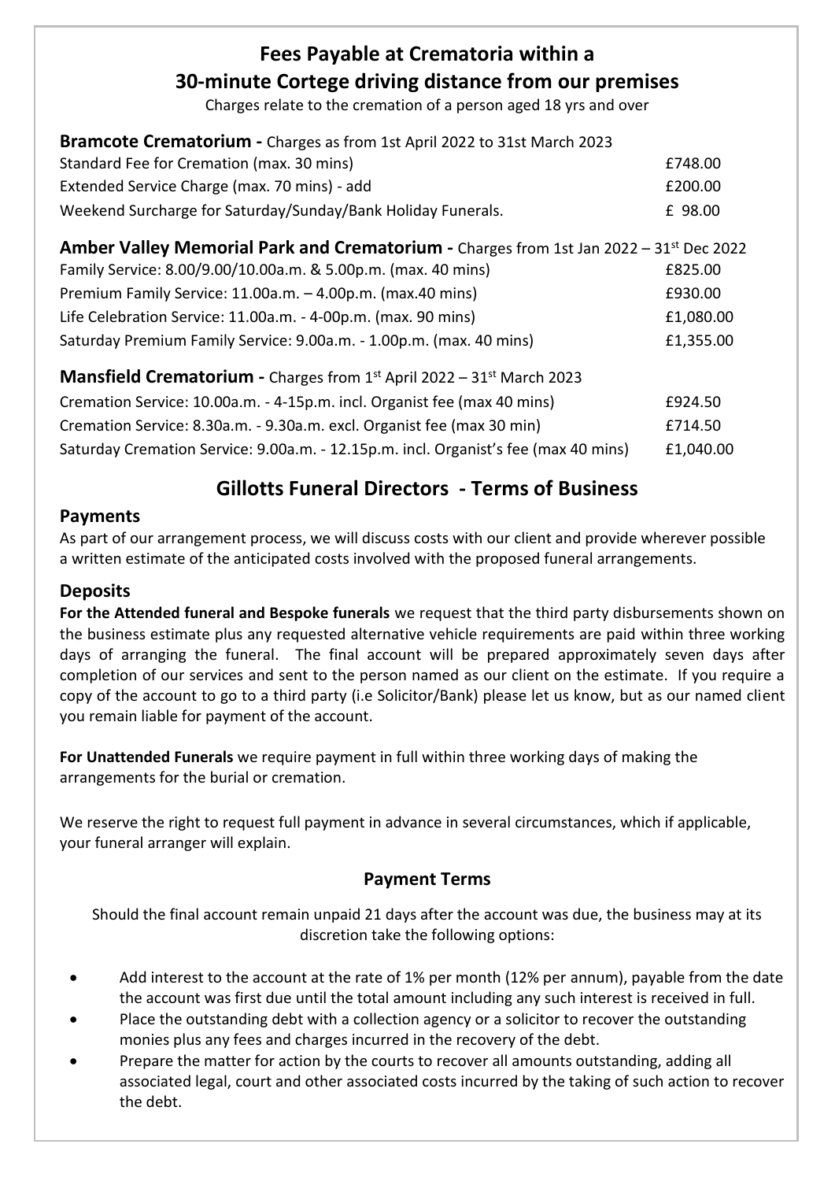# Fees Payable at Crematoria within a 30-minute Cortege driving distance from our premises

Charges relate to the cremation of a person aged 18 yrs and over

**Bramcote Crematorium -** Charges as from 1st April 2022 to 31st March 2023

| | |
|---|---|
| Standard Fee for Cremation (max. 30 mins) | £748.00 |
| Extended Service Charge (max. 70 mins) - add | £200.00 |
| Weekend Surcharge for Saturday/Sunday/Bank Holiday Funerals. | £ 98.00 |

**Amber Valley Memorial Park and Crematorium -** Charges from 1st Jan 2022 – 31st Dec 2022

| | |
|---|---|
| Family Service: 8.00/9.00/10.00a.m. & 5.00p.m. (max. 40 mins) | £825.00 |
| Premium Family Service: 11.00a.m. – 4.00p.m. (max.40 mins) | £930.00 |
| Life Celebration Service: 11.00a.m. - 4-00p.m. (max. 90 mins) | £1,080.00 |
| Saturday Premium Family Service: 9.00a.m. - 1.00p.m. (max. 40 mins) | £1,355.00 |

**Mansfield Crematorium -** Charges from 1st April 2022 – 31st March 2023

| | |
|---|---|
| Cremation Service: 10.00a.m. - 4-15p.m. incl. Organist fee (max 40 mins) | £924.50 |
| Cremation Service: 8.30a.m. - 9.30a.m. excl. Organist fee (max 30 min) | £714.50 |
| Saturday Cremation Service: 9.00a.m. - 12.15p.m. incl. Organist's fee (max 40 mins) | £1,040.00 |

# Gillotts Funeral Directors - Terms of Business

## Payments

As part of our arrangement process, we will discuss costs with our client and provide wherever possible a written estimate of the anticipated costs involved with the proposed funeral arrangements.

## Deposits

**For the Attended funeral and Bespoke funerals** we request that the third party disbursements shown on the business estimate plus any requested alternative vehicle requirements are paid within three working days of arranging the funeral. The final account will be prepared approximately seven days after completion of our services and sent to the person named as our client on the estimate. If you require a copy of the account to go to a third party (i.e Solicitor/Bank) please let us know, but as our named client you remain liable for payment of the account.

**For Unattended Funerals** we require payment in full within three working days of making the arrangements for the burial or cremation.

We reserve the right to request full payment in advance in several circumstances, which if applicable, your funeral arranger will explain.

### Payment Terms

Should the final account remain unpaid 21 days after the account was due, the business may at its discretion take the following options:

- Add interest to the account at the rate of 1% per month (12% per annum), payable from the date the account was first due until the total amount including any such interest is received in full.
- Place the outstanding debt with a collection agency or a solicitor to recover the outstanding monies plus any fees and charges incurred in the recovery of the debt.
- Prepare the matter for action by the courts to recover all amounts outstanding, adding all associated legal, court and other associated costs incurred by the taking of such action to recover the debt.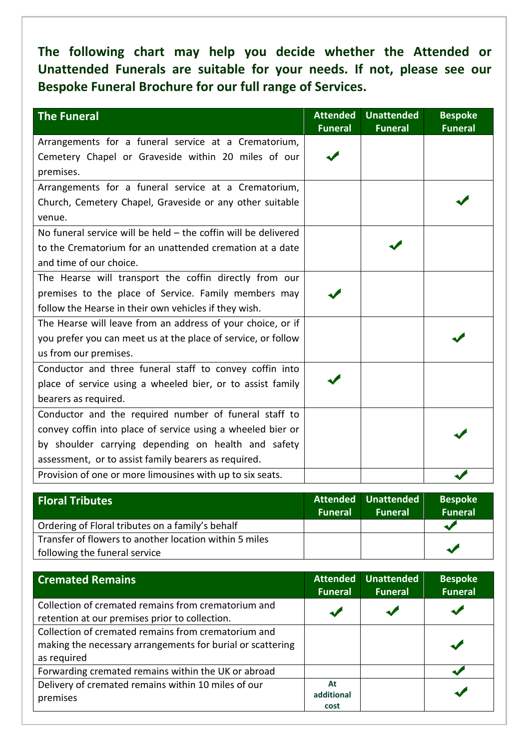**The following chart may help you decide whether the Attended or Unattended Funerals are suitable for your needs. If not, please see our Bespoke Funeral Brochure for our full range of Services.**

| The Funeral | Attended Funeral | Unattended Funeral | Bespoke Funeral |
|---|---|---|---|
| Arrangements for a funeral service at a Crematorium, Cemetery Chapel or Graveside within 20 miles of our premises. | ✔ | | |
| Arrangements for a funeral service at a Crematorium, Church, Cemetery Chapel, Graveside or any other suitable venue. | | | ✔ |
| No funeral service will be held – the coffin will be delivered to the Crematorium for an unattended cremation at a date and time of our choice. | | ✔ | |
| The Hearse will transport the coffin directly from our premises to the place of Service. Family members may follow the Hearse in their own vehicles if they wish. | ✔ | | |
| The Hearse will leave from an address of your choice, or if you prefer you can meet us at the place of service, or follow us from our premises. | | | ✔ |
| Conductor and three funeral staff to convey coffin into place of service using a wheeled bier, or to assist family bearers as required. | ✔ | | |
| Conductor and the required number of funeral staff to convey coffin into place of service using a wheeled bier or by shoulder carrying depending on health and safety assessment, or to assist family bearers as required. | | | ✔ |
| Provision of one or more limousines with up to six seats. | | | ✔ |

| Floral Tributes | Attended Funeral | Unattended Funeral | Bespoke Funeral |
|---|---|---|---|
| Ordering of Floral tributes on a family's behalf | | | ✔ |
| Transfer of flowers to another location within 5 miles following the funeral service | | | ✔ |

| Cremated Remains | Attended Funeral | Unattended Funeral | Bespoke Funeral |
|---|---|---|---|
| Collection of cremated remains from crematorium and retention at our premises prior to collection. | ✔ | ✔ | ✔ |
| Collection of cremated remains from crematorium and making the necessary arrangements for burial or scattering as required | | | ✔ |
| Forwarding cremated remains within the UK or abroad | | | ✔ |
| Delivery of cremated remains within 10 miles of our premises | At additional cost | | ✔ |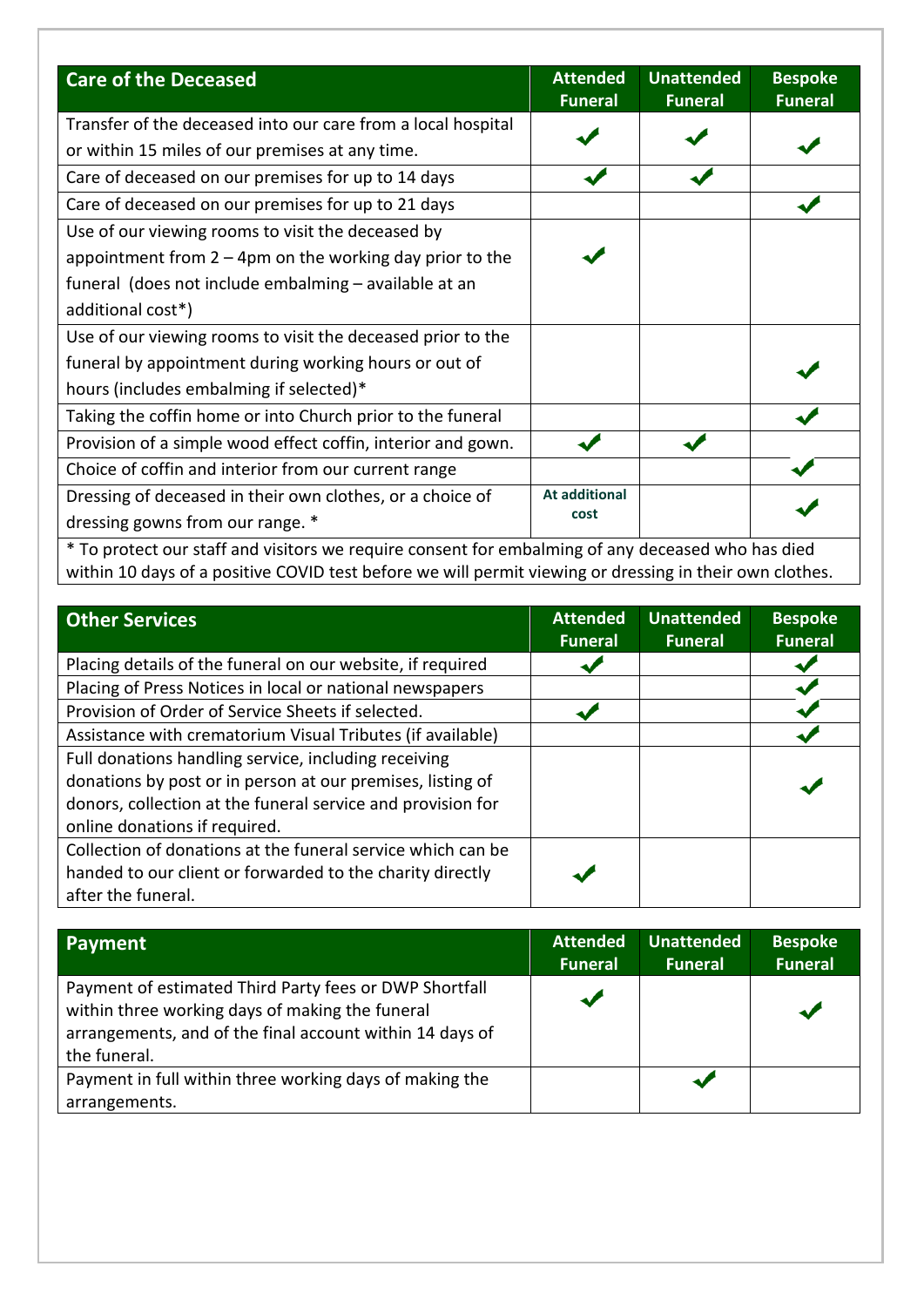| Care of the Deceased | Attended Funeral | Unattended Funeral | Bespoke Funeral |
|---|---|---|---|
| Transfer of the deceased into our care from a local hospital or within 15 miles of our premises at any time. | ✓ | ✓ | ✓ |
| Care of deceased on our premises for up to 14 days | ✓ | ✓ | |
| Care of deceased on our premises for up to 21 days | | | ✓ |
| Use of our viewing rooms to visit the deceased by appointment from 2 – 4pm on the working day prior to the funeral (does not include embalming – available at an additional cost*) | ✓ | | |
| Use of our viewing rooms to visit the deceased prior to the funeral by appointment during working hours or out of hours (includes embalming if selected)* | | | ✓ |
| Taking the coffin home or into Church prior to the funeral | | | ✓ |
| Provision of a simple wood effect coffin, interior and gown. | ✓ | ✓ | |
| Choice of coffin and interior from our current range | | | ✓ |
| Dressing of deceased in their own clothes, or a choice of dressing gowns from our range. * | At additional cost | | ✓ |

* To protect our staff and visitors we require consent for embalming of any deceased who has died within 10 days of a positive COVID test before we will permit viewing or dressing in their own clothes.

| Other Services | Attended Funeral | Unattended Funeral | Bespoke Funeral |
|---|---|---|---|
| Placing details of the funeral on our website, if required | ✓ | | ✓ |
| Placing of Press Notices in local or national newspapers | | | ✓ |
| Provision of Order of Service Sheets if selected. | ✓ | | ✓ |
| Assistance with crematorium Visual Tributes (if available) | | | ✓ |
| Full donations handling service, including receiving donations by post or in person at our premises, listing of donors, collection at the funeral service and provision for online donations if required. | | | ✓ |
| Collection of donations at the funeral service which can be handed to our client or forwarded to the charity directly after the funeral. | ✓ | | |

| Payment | Attended Funeral | Unattended Funeral | Bespoke Funeral |
|---|---|---|---|
| Payment of estimated Third Party fees or DWP Shortfall within three working days of making the funeral arrangements, and of the final account within 14 days of the funeral. | ✓ | | ✓ |
| Payment in full within three working days of making the arrangements. | | ✓ | |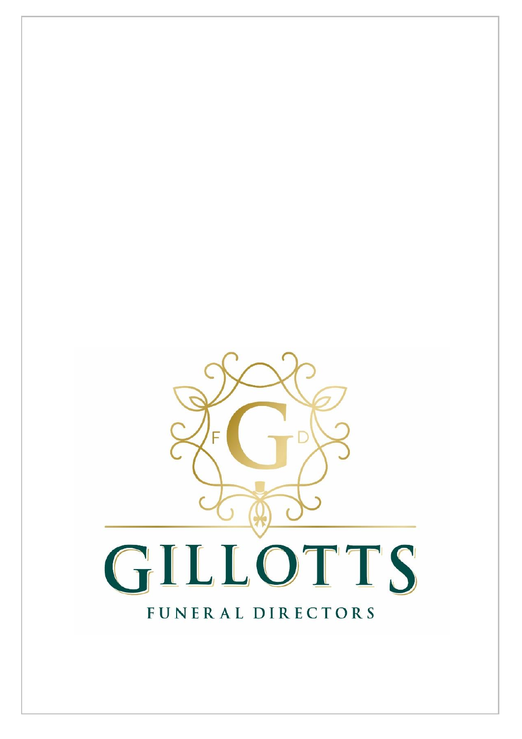GILLOTTS

FUNERAL DIRECTORS